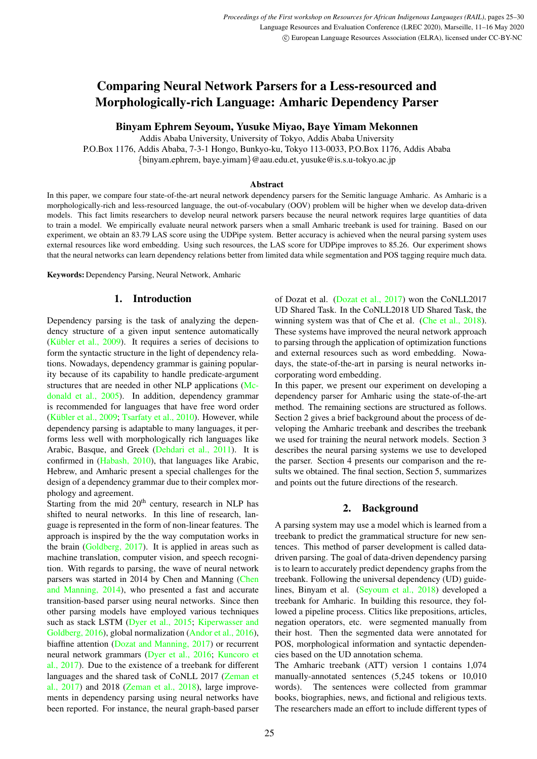# Comparing Neural Network Parsers for a Less-resourced and Morphologically-rich Language: Amharic Dependency Parser

**Binyam Ephrem Seyoum, Yusuke Miyao, Baye Yimam Mekonnen**

Addis Ababa University, University of Tokyo, Addis Ababa University
P.O.Box 1176, Addis Ababa, 7-3-1 Hongo, Bunkyo-ku, Tokyo 113-0033, P.O.Box 1176, Addis Ababa
{binyam.ephrem, baye.yimam}@aau.edu.et, yusuke@is.s.u-tokyo.ac.jp

### Abstract

In this paper, we compare four state-of-the-art neural network dependency parsers for the Semitic language Amharic. As Amharic is a morphologically-rich and less-resourced language, the out-of-vocabulary (OOV) problem will be higher when we develop data-driven models. This fact limits researchers to develop neural network parsers because the neural network requires large quantities of data to train a model. We empirically evaluate neural network parsers when a small Amharic treebank is used for training. Based on our experiment, we obtain an 83.79 LAS score using the UDPipe system. Better accuracy is achieved when the neural parsing system uses external resources like word embedding. Using such resources, the LAS score for UDPipe improves to 85.26. Our experiment shows that the neural networks can learn dependency relations better from limited data while segmentation and POS tagging require much data.

**Keywords:** Dependency Parsing, Neural Network, Amharic

## 1. Introduction

Dependency parsing is the task of analyzing the dependency structure of a given input sentence automatically (Kübler et al., 2009). It requires a series of decisions to form the syntactic structure in the light of dependency relations. Nowadays, dependency grammar is gaining popularity because of its capability to handle predicate-argument structures that are needed in other NLP applications (Mcdonald et al., 2005). In addition, dependency grammar is recommended for languages that have free word order (Kübler et al., 2009; Tsarfaty et al., 2010). However, while dependency parsing is adaptable to many languages, it performs less well with morphologically rich languages like Arabic, Basque, and Greek (Dehdari et al., 2011). It is confirmed in (Habash, 2010), that languages like Arabic, Hebrew, and Amharic present a special challenges for the design of a dependency grammar due to their complex morphology and agreement.

Starting from the mid 20th century, research in NLP has shifted to neural networks. In this line of research, language is represented in the form of non-linear features. The approach is inspired by the the way computation works in the brain (Goldberg, 2017). It is applied in areas such as machine translation, computer vision, and speech recognition. With regards to parsing, the wave of neural network parsers was started in 2014 by Chen and Manning (Chen and Manning, 2014), who presented a fast and accurate transition-based parser using neural networks. Since then other parsing models have employed various techniques such as stack LSTM (Dyer et al., 2015; Kiperwasser and Goldberg, 2016), global normalization (Andor et al., 2016), biaffine attention (Dozat and Manning, 2017) or recurrent neural network grammars (Dyer et al., 2016; Kuncoro et al., 2017). Due to the existence of a treebank for different languages and the shared task of CoNLL 2017 (Zeman et al., 2017) and 2018 (Zeman et al., 2018), large improvements in dependency parsing using neural networks have been reported. For instance, the neural graph-based parser of Dozat et al. (Dozat et al., 2017) won the CoNLL2017 UD Shared Task. In the CoNLL2018 UD Shared Task, the winning system was that of Che et al. (Che et al., 2018). These systems have improved the neural network approach to parsing through the application of optimization functions and external resources such as word embedding. Nowadays, the state-of-the-art in parsing is neural networks incorporating word embedding.

In this paper, we present our experiment on developing a dependency parser for Amharic using the state-of-the-art method. The remaining sections are structured as follows. Section 2 gives a brief background about the process of developing the Amharic treebank and describes the treebank we used for training the neural network models. Section 3 describes the neural parsing systems we use to developed the parser. Section 4 presents our comparison and the results we obtained. The final section, Section 5, summarizes and points out the future directions of the research.

## 2. Background

A parsing system may use a model which is learned from a treebank to predict the grammatical structure for new sentences. This method of parser development is called data-driven parsing. The goal of data-driven dependency parsing is to learn to accurately predict dependency graphs from the treebank. Following the universal dependency (UD) guidelines, Binyam et al. (Seyoum et al., 2018) developed a treebank for Amharic. In building this resource, they followed a pipeline process. Clitics like prepositions, articles, negation operators, etc. were segmented manually from their host. Then the segmented data were annotated for POS, morphological information and syntactic dependencies based on the UD annotation schema.

The Amharic treebank (ATT) version 1 contains 1,074 manually-annotated sentences (5,245 tokens or 10,010 words). The sentences were collected from grammar books, biographies, news, and fictional and religious texts. The researchers made an effort to include different types of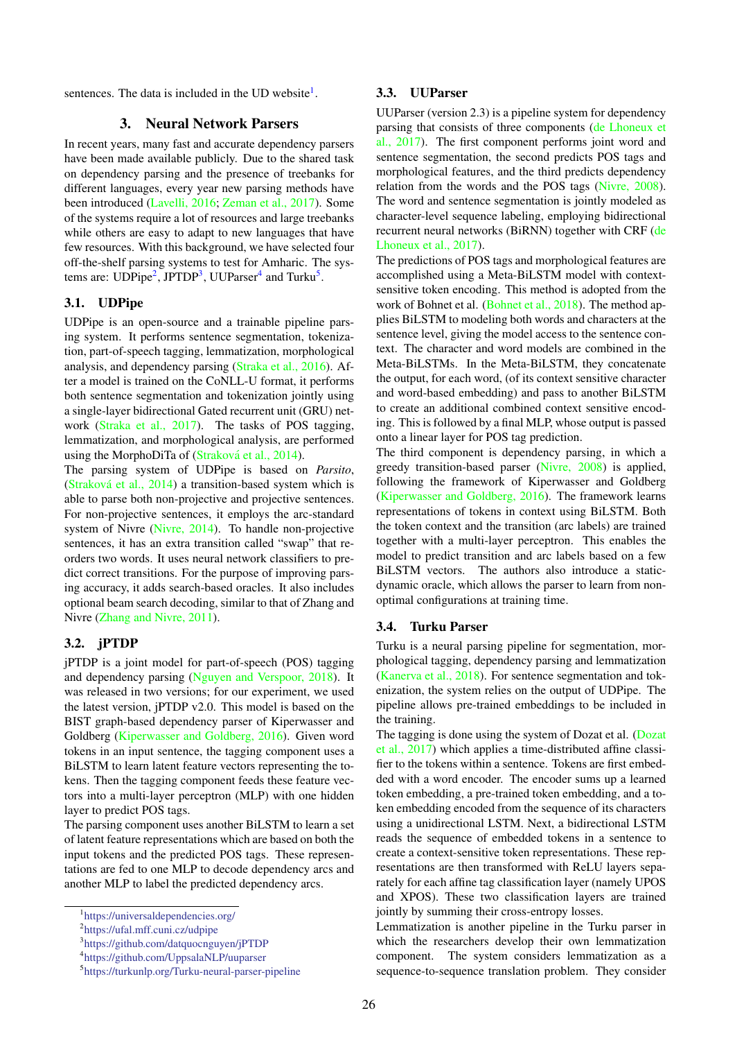sentences. The data is included in the UD website[1].

## 3. Neural Network Parsers

In recent years, many fast and accurate dependency parsers have been made available publicly. Due to the shared task on dependency parsing and the presence of treebanks for different languages, every year new parsing methods have been introduced (Lavelli, 2016; Zeman et al., 2017). Some of the systems require a lot of resources and large treebanks while others are easy to adapt to new languages that have few resources. With this background, we have selected four off-the-shelf parsing systems to test for Amharic. The systems are: UDPipe[2], JPTDP[3], UUParser[4] and Turku[5].

### 3.1. UDPipe

UDPipe is an open-source and a trainable pipeline parsing system. It performs sentence segmentation, tokenization, part-of-speech tagging, lemmatization, morphological analysis, and dependency parsing (Straka et al., 2016). After a model is trained on the CoNLL-U format, it performs both sentence segmentation and tokenization jointly using a single-layer bidirectional Gated recurrent unit (GRU) network (Straka et al., 2017). The tasks of POS tagging, lemmatization, and morphological analysis, are performed using the MorphoDiTa of (Straková et al., 2014).

The parsing system of UDPipe is based on *Parsito*, (Straková et al., 2014) a transition-based system which is able to parse both non-projective and projective sentences. For non-projective sentences, it employs the arc-standard system of Nivre (Nivre, 2014). To handle non-projective sentences, it has an extra transition called "swap" that reorders two words. It uses neural network classifiers to predict correct transitions. For the purpose of improving parsing accuracy, it adds search-based oracles. It also includes optional beam search decoding, similar to that of Zhang and Nivre (Zhang and Nivre, 2011).

### 3.2. jPTDP

jPTDP is a joint model for part-of-speech (POS) tagging and dependency parsing (Nguyen and Verspoor, 2018). It was released in two versions; for our experiment, we used the latest version, jPTDP v2.0. This model is based on the BIST graph-based dependency parser of Kiperwasser and Goldberg (Kiperwasser and Goldberg, 2016). Given word tokens in an input sentence, the tagging component uses a BiLSTM to learn latent feature vectors representing the tokens. Then the tagging component feeds these feature vectors into a multi-layer perceptron (MLP) with one hidden layer to predict POS tags.

The parsing component uses another BiLSTM to learn a set of latent feature representations which are based on both the input tokens and the predicted POS tags. These representations are fed to one MLP to decode dependency arcs and another MLP to label the predicted dependency arcs.

### 3.3. UUParser

UUParser (version 2.3) is a pipeline system for dependency parsing that consists of three components (de Lhoneux et al., 2017). The first component performs joint word and sentence segmentation, the second predicts POS tags and morphological features, and the third predicts dependency relation from the words and the POS tags (Nivre, 2008). The word and sentence segmentation is jointly modeled as character-level sequence labeling, employing bidirectional recurrent neural networks (BiRNN) together with CRF (de Lhoneux et al., 2017).

The predictions of POS tags and morphological features are accomplished using a Meta-BiLSTM model with context-sensitive token encoding. This method is adopted from the work of Bohnet et al. (Bohnet et al., 2018). The method applies BiLSTM to modeling both words and characters at the sentence level, giving the model access to the sentence context. The character and word models are combined in the Meta-BiLSTMs. In the Meta-BiLSTM, they concatenate the output, for each word, (of its context sensitive character and word-based embedding) and pass to another BiLSTM to create an additional combined context sensitive encoding. This is followed by a final MLP, whose output is passed onto a linear layer for POS tag prediction.

The third component is dependency parsing, in which a greedy transition-based parser (Nivre, 2008) is applied, following the framework of Kiperwasser and Goldberg (Kiperwasser and Goldberg, 2016). The framework learns representations of tokens in context using BiLSTM. Both the token context and the transition (arc labels) are trained together with a multi-layer perceptron. This enables the model to predict transition and arc labels based on a few BiLSTM vectors. The authors also introduce a static-dynamic oracle, which allows the parser to learn from non-optimal configurations at training time.

### 3.4. Turku Parser

Turku is a neural parsing pipeline for segmentation, morphological tagging, dependency parsing and lemmatization (Kanerva et al., 2018). For sentence segmentation and tokenization, the system relies on the output of UDPipe. The pipeline allows pre-trained embeddings to be included in the training.

The tagging is done using the system of Dozat et al. (Dozat et al., 2017) which applies a time-distributed affine classifier to the tokens within a sentence. Tokens are first embedded with a word encoder. The encoder sums up a learned token embedding, a pre-trained token embedding, and a token embedding encoded from the sequence of its characters using a unidirectional LSTM. Next, a bidirectional LSTM reads the sequence of embedded tokens in a sentence to create a context-sensitive token representations. These representations are then transformed with ReLU layers separately for each affine tag classification layer (namely UPOS and XPOS). These two classification layers are trained jointly by summing their cross-entropy losses.

Lemmatization is another pipeline in the Turku parser in which the researchers develop their own lemmatization component. The system considers lemmatization as a sequence-to-sequence translation problem. They consider

[1] https://universaldependencies.org/
[2] https://ufal.mff.cuni.cz/udpipe
[3] https://github.com/datquocnguyen/jPTDP
[4] https://github.com/UppsalaNLP/uuparser
[5] https://turkunlp.org/Turku-neural-parser-pipeline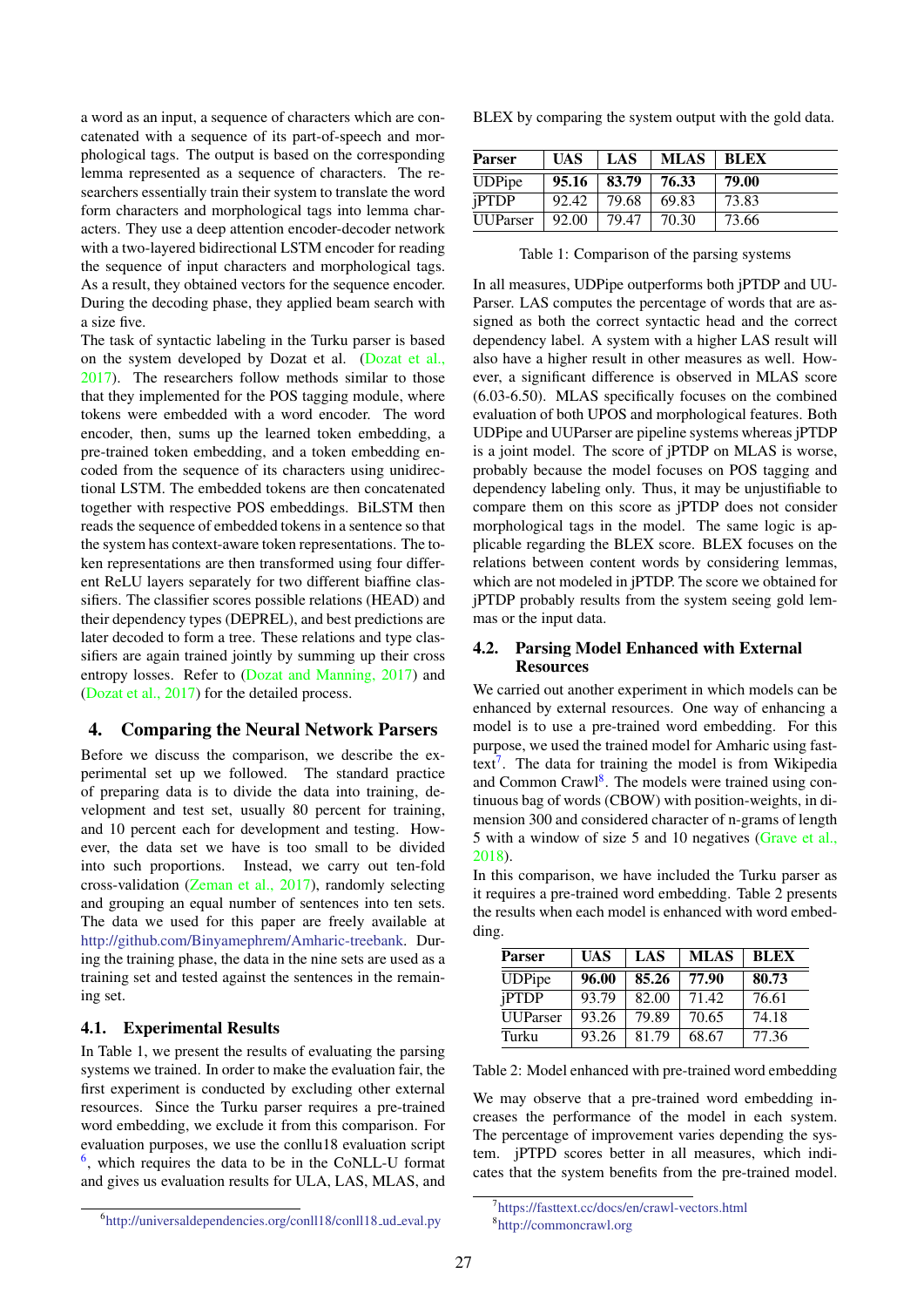a word as an input, a sequence of characters which are concatenated with a sequence of its part-of-speech and morphological tags. The output is based on the corresponding lemma represented as a sequence of characters. The researchers essentially train their system to translate the word form characters and morphological tags into lemma characters. They use a deep attention encoder-decoder network with a two-layered bidirectional LSTM encoder for reading the sequence of input characters and morphological tags. As a result, they obtained vectors for the sequence encoder. During the decoding phase, they applied beam search with a size five.

The task of syntactic labeling in the Turku parser is based on the system developed by Dozat et al. (Dozat et al., 2017). The researchers follow methods similar to those that they implemented for the POS tagging module, where tokens were embedded with a word encoder. The word encoder, then, sums up the learned token embedding, a pre-trained token embedding, and a token embedding encoded from the sequence of its characters using unidirectional LSTM. The embedded tokens are then concatenated together with respective POS embeddings. BiLSTM then reads the sequence of embedded tokens in a sentence so that the system has context-aware token representations. The token representations are then transformed using four different ReLU layers separately for two different biaffine classifiers. The classifier scores possible relations (HEAD) and their dependency types (DEPREL), and best predictions are later decoded to form a tree. These relations and type classifiers are again trained jointly by summing up their cross entropy losses. Refer to (Dozat and Manning, 2017) and (Dozat et al., 2017) for the detailed process.

## 4. Comparing the Neural Network Parsers

Before we discuss the comparison, we describe the experimental set up we followed. The standard practice of preparing data is to divide the data into training, development and test set, usually 80 percent for training, and 10 percent each for development and testing. However, the data set we have is too small to be divided into such proportions. Instead, we carry out ten-fold cross-validation (Zeman et al., 2017), randomly selecting and grouping an equal number of sentences into ten sets. The data we used for this paper are freely available at http://github.com/Binyamephrem/Amharic-treebank. During the training phase, the data in the nine sets are used as a training set and tested against the sentences in the remaining set.

### 4.1. Experimental Results

In Table 1, we present the results of evaluating the parsing systems we trained. In order to make the evaluation fair, the first experiment is conducted by excluding other external resources. Since the Turku parser requires a pre-trained word embedding, we exclude it from this comparison. For evaluation purposes, we use the conllu18 evaluation script [6], which requires the data to be in the CoNLL-U format and gives us evaluation results for ULA, LAS, MLAS, and BLEX by comparing the system output with the gold data.

| Parser | UAS | LAS | MLAS | BLEX |
|---|---|---|---|---|
| UDPipe | **95.16** | **83.79** | **76.33** | **79.00** |
| jPTDP | 92.42 | 79.68 | 69.83 | 73.83 |
| UUParser | 92.00 | 79.47 | 70.30 | 73.66 |

Table 1: Comparison of the parsing systems

In all measures, UDPipe outperforms both jPTDP and UUParser. LAS computes the percentage of words that are assigned as both the correct syntactic head and the correct dependency label. A system with a higher LAS result will also have a higher result in other measures as well. However, a significant difference is observed in MLAS score (6.03-6.50). MLAS specifically focuses on the combined evaluation of both UPOS and morphological features. Both UDPipe and UUParser are pipeline systems whereas jPTDP is a joint model. The score of jPTDP on MLAS is worse, probably because the model focuses on POS tagging and dependency labeling only. Thus, it may be unjustifiable to compare them on this score as jPTDP does not consider morphological tags in the model. The same logic is applicable regarding the BLEX score. BLEX focuses on the relations between content words by considering lemmas, which are not modeled in jPTDP. The score we obtained for jPTDP probably results from the system seeing gold lemmas or the input data.

### 4.2. Parsing Model Enhanced with External Resources

We carried out another experiment in which models can be enhanced by external resources. One way of enhancing a model is to use a pre-trained word embedding. For this purpose, we used the trained model for Amharic using fasttext[7]. The data for training the model is from Wikipedia and Common Crawl[8]. The models were trained using continuous bag of words (CBOW) with position-weights, in dimension 300 and considered character of n-grams of length 5 with a window of size 5 and 10 negatives (Grave et al., 2018).

In this comparison, we have included the Turku parser as it requires a pre-trained word embedding. Table 2 presents the results when each model is enhanced with word embedding.

| Parser | UAS | LAS | MLAS | BLEX |
|---|---|---|---|---|
| UDPipe | **96.00** | **85.26** | **77.90** | **80.73** |
| jPTDP | 93.79 | 82.00 | 71.42 | 76.61 |
| UUParser | 93.26 | 79.89 | 70.65 | 74.18 |
| Turku | 93.26 | 81.79 | 68.67 | 77.36 |

Table 2: Model enhanced with pre-trained word embedding

We may observe that a pre-trained word embedding increases the performance of the model in each system. The percentage of improvement varies depending the system. jPTPD scores better in all measures, which indicates that the system benefits from the pre-trained model.

[6] http://universaldependencies.org/conll18/conll18_ud_eval.py

[7] https://fasttext.cc/docs/en/crawl-vectors.html

[8] http://commoncrawl.org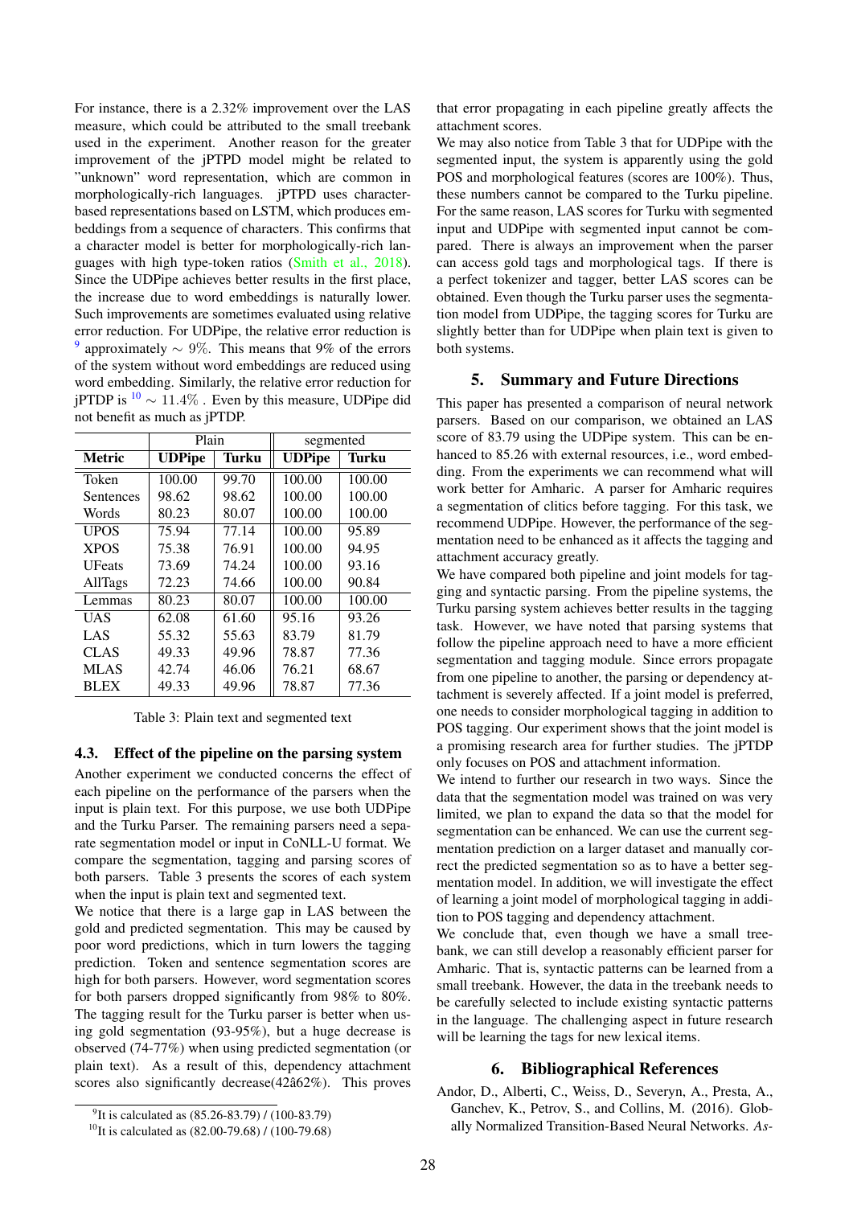For instance, there is a 2.32% improvement over the LAS measure, which could be attributed to the small treebank used in the experiment. Another reason for the greater improvement of the jPTPD model might be related to "unknown" word representation, which are common in morphologically-rich languages. jPTPD uses character-based representations based on LSTM, which produces embeddings from a sequence of characters. This confirms that a character model is better for morphologically-rich languages with high type-token ratios (Smith et al., 2018). Since the UDPipe achieves better results in the first place, the increase due to word embeddings is naturally lower. Such improvements are sometimes evaluated using relative error reduction. For UDPipe, the relative error reduction is [9] approximately $\sim 9\%$. This means that 9% of the errors of the system without word embeddings are reduced using word embedding. Similarly, the relative error reduction for jPTDP is [10] $\sim 11.4\%$ . Even by this measure, UDPipe did not benefit as much as jPTDP.

| | Plain | | segmented | |
|---|---|---|---|---|
| **Metric** | **UDPipe** | **Turku** | **UDPipe** | **Turku** |
| Token | 100.00 | 99.70 | 100.00 | 100.00 |
| Sentences | 98.62 | 98.62 | 100.00 | 100.00 |
| Words | 80.23 | 80.07 | 100.00 | 100.00 |
| UPOS | 75.94 | 77.14 | 100.00 | 95.89 |
| XPOS | 75.38 | 76.91 | 100.00 | 94.95 |
| UFeats | 73.69 | 74.24 | 100.00 | 93.16 |
| AllTags | 72.23 | 74.66 | 100.00 | 90.84 |
| Lemmas | 80.23 | 80.07 | 100.00 | 100.00 |
| UAS | 62.08 | 61.60 | 95.16 | 93.26 |
| LAS | 55.32 | 55.63 | 83.79 | 81.79 |
| CLAS | 49.33 | 49.96 | 78.87 | 77.36 |
| MLAS | 42.74 | 46.06 | 76.21 | 68.67 |
| BLEX | 49.33 | 49.96 | 78.87 | 77.36 |

Table 3: Plain text and segmented text

### 4.3. Effect of the pipeline on the parsing system

Another experiment we conducted concerns the effect of each pipeline on the performance of the parsers when the input is plain text. For this purpose, we use both UDPipe and the Turku Parser. The remaining parsers need a separate segmentation model or input in CoNLL-U format. We compare the segmentation, tagging and parsing scores of both parsers. Table 3 presents the scores of each system when the input is plain text and segmented text.

We notice that there is a large gap in LAS between the gold and predicted segmentation. This may be caused by poor word predictions, which in turn lowers the tagging prediction. Token and sentence segmentation scores are high for both parsers. However, word segmentation scores for both parsers dropped significantly from 98% to 80%. The tagging result for the Turku parser is better when using gold segmentation (93-95%), but a huge decrease is observed (74-77%) when using predicted segmentation (or plain text). As a result of this, dependency attachment scores also significantly decrease(42â62%). This proves that error propagating in each pipeline greatly affects the attachment scores.

We may also notice from Table 3 that for UDPipe with the segmented input, the system is apparently using the gold POS and morphological features (scores are 100%). Thus, these numbers cannot be compared to the Turku pipeline. For the same reason, LAS scores for Turku with segmented input and UDPipe with segmented input cannot be compared. There is always an improvement when the parser can access gold tags and morphological tags. If there is a perfect tokenizer and tagger, better LAS scores can be obtained. Even though the Turku parser uses the segmentation model from UDPipe, the tagging scores for Turku are slightly better than for UDPipe when plain text is given to both systems.

## 5. Summary and Future Directions

This paper has presented a comparison of neural network parsers. Based on our comparison, we obtained an LAS score of 83.79 using the UDPipe system. This can be enhanced to 85.26 with external resources, i.e., word embedding. From the experiments we can recommend what will work better for Amharic. A parser for Amharic requires a segmentation of clitics before tagging. For this task, we recommend UDPipe. However, the performance of the segmentation need to be enhanced as it affects the tagging and attachment accuracy greatly.

We have compared both pipeline and joint models for tagging and syntactic parsing. From the pipeline systems, the Turku parsing system achieves better results in the tagging task. However, we have noted that parsing systems that follow the pipeline approach need to have a more efficient segmentation and tagging module. Since errors propagate from one pipeline to another, the parsing or dependency attachment is severely affected. If a joint model is preferred, one needs to consider morphological tagging in addition to POS tagging. Our experiment shows that the joint model is a promising research area for further studies. The jPTDP only focuses on POS and attachment information.

We intend to further our research in two ways. Since the data that the segmentation model was trained on was very limited, we plan to expand the data so that the model for segmentation can be enhanced. We can use the current segmentation prediction on a larger dataset and manually correct the predicted segmentation so as to have a better segmentation model. In addition, we will investigate the effect of learning a joint model of morphological tagging in addition to POS tagging and dependency attachment.

We conclude that, even though we have a small treebank, we can still develop a reasonably efficient parser for Amharic. That is, syntactic patterns can be learned from a small treebank. However, the data in the treebank needs to be carefully selected to include existing syntactic patterns in the language. The challenging aspect in future research will be learning the tags for new lexical items.

## 6. Bibliographical References

Andor, D., Alberti, C., Weiss, D., Severyn, A., Presta, A., Ganchev, K., Petrov, S., and Collins, M. (2016). Globally Normalized Transition-Based Neural Networks. *As-*

[9] It is calculated as (85.26-83.79) / (100-83.79)

[10] It is calculated as (82.00-79.68) / (100-79.68)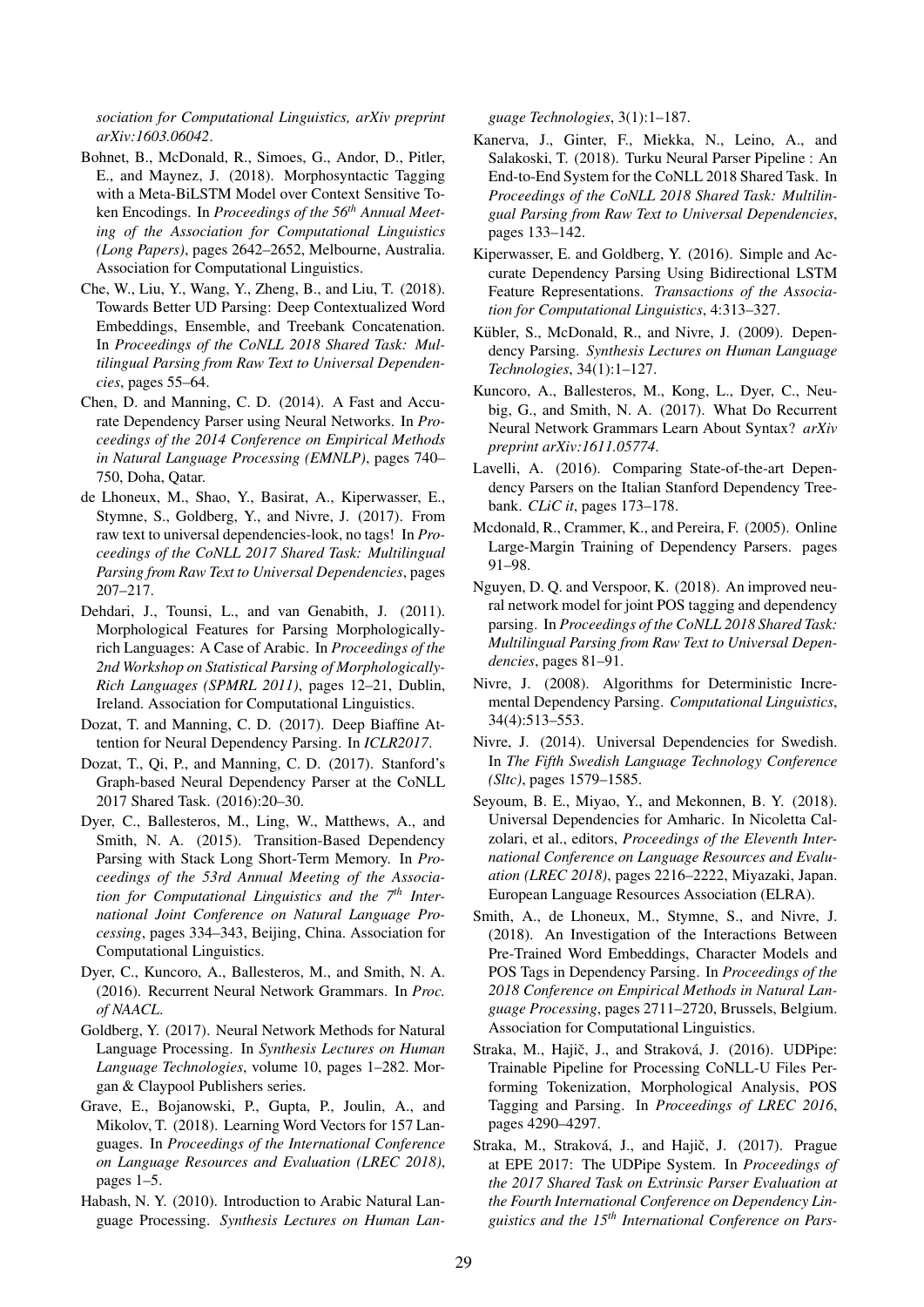*sociation for Computational Linguistics, arXiv preprint arXiv:1603.06042*.

Bohnet, B., McDonald, R., Simoes, G., Andor, D., Pitler, E., and Maynez, J. (2018). Morphosyntactic Tagging with a Meta-BiLSTM Model over Context Sensitive Token Encodings. In *Proceedings of the 56th Annual Meeting of the Association for Computational Linguistics (Long Papers)*, pages 2642–2652, Melbourne, Australia. Association for Computational Linguistics.

Che, W., Liu, Y., Wang, Y., Zheng, B., and Liu, T. (2018). Towards Better UD Parsing: Deep Contextualized Word Embeddings, Ensemble, and Treebank Concatenation. In *Proceedings of the CoNLL 2018 Shared Task: Multilingual Parsing from Raw Text to Universal Dependencies*, pages 55–64.

Chen, D. and Manning, C. D. (2014). A Fast and Accurate Dependency Parser using Neural Networks. In *Proceedings of the 2014 Conference on Empirical Methods in Natural Language Processing (EMNLP)*, pages 740–750, Doha, Qatar.

de Lhoneux, M., Shao, Y., Basirat, A., Kiperwasser, E., Stymne, S., Goldberg, Y., and Nivre, J. (2017). From raw text to universal dependencies-look, no tags! In *Proceedings of the CoNLL 2017 Shared Task: Multilingual Parsing from Raw Text to Universal Dependencies*, pages 207–217.

Dehdari, J., Tounsi, L., and van Genabith, J. (2011). Morphological Features for Parsing Morphologically-rich Languages: A Case of Arabic. In *Proceedings of the 2nd Workshop on Statistical Parsing of Morphologically-Rich Languages (SPMRL 2011)*, pages 12–21, Dublin, Ireland. Association for Computational Linguistics.

Dozat, T. and Manning, C. D. (2017). Deep Biaffine Attention for Neural Dependency Parsing. In *ICLR2017*.

Dozat, T., Qi, P., and Manning, C. D. (2017). Stanford's Graph-based Neural Dependency Parser at the CoNLL 2017 Shared Task. (2016):20–30.

Dyer, C., Ballesteros, M., Ling, W., Matthews, A., and Smith, N. A. (2015). Transition-Based Dependency Parsing with Stack Long Short-Term Memory. In *Proceedings of the 53rd Annual Meeting of the Association for Computational Linguistics and the 7th International Joint Conference on Natural Language Processing*, pages 334–343, Beijing, China. Association for Computational Linguistics.

Dyer, C., Kuncoro, A., Ballesteros, M., and Smith, N. A. (2016). Recurrent Neural Network Grammars. In *Proc. of NAACL*.

Goldberg, Y. (2017). Neural Network Methods for Natural Language Processing. In *Synthesis Lectures on Human Language Technologies*, volume 10, pages 1–282. Morgan & Claypool Publishers series.

Grave, E., Bojanowski, P., Gupta, P., Joulin, A., and Mikolov, T. (2018). Learning Word Vectors for 157 Languages. In *Proceedings of the International Conference on Language Resources and Evaluation (LREC 2018)*, pages 1–5.

Habash, N. Y. (2010). Introduction to Arabic Natural Language Processing. *Synthesis Lectures on Human Language Technologies*, 3(1):1–187.

Kanerva, J., Ginter, F., Miekka, N., Leino, A., and Salakoski, T. (2018). Turku Neural Parser Pipeline : An End-to-End System for the CoNLL 2018 Shared Task. In *Proceedings of the CoNLL 2018 Shared Task: Multilingual Parsing from Raw Text to Universal Dependencies*, pages 133–142.

Kiperwasser, E. and Goldberg, Y. (2016). Simple and Accurate Dependency Parsing Using Bidirectional LSTM Feature Representations. *Transactions of the Association for Computational Linguistics*, 4:313–327.

Kübler, S., McDonald, R., and Nivre, J. (2009). Dependency Parsing. *Synthesis Lectures on Human Language Technologies*, 34(1):1–127.

Kuncoro, A., Ballesteros, M., Kong, L., Dyer, C., Neubig, G., and Smith, N. A. (2017). What Do Recurrent Neural Network Grammars Learn About Syntax? *arXiv preprint arXiv:1611.05774*.

Lavelli, A. (2016). Comparing State-of-the-art Dependency Parsers on the Italian Stanford Dependency Treebank. *CLiC it*, pages 173–178.

Mcdonald, R., Crammer, K., and Pereira, F. (2005). Online Large-Margin Training of Dependency Parsers. pages 91–98.

Nguyen, D. Q. and Verspoor, K. (2018). An improved neural network model for joint POS tagging and dependency parsing. In *Proceedings of the CoNLL 2018 Shared Task: Multilingual Parsing from Raw Text to Universal Dependencies*, pages 81–91.

Nivre, J. (2008). Algorithms for Deterministic Incremental Dependency Parsing. *Computational Linguistics*, 34(4):513–553.

Nivre, J. (2014). Universal Dependencies for Swedish. In *The Fifth Swedish Language Technology Conference (Sltc)*, pages 1579–1585.

Seyoum, B. E., Miyao, Y., and Mekonnen, B. Y. (2018). Universal Dependencies for Amharic. In Nicoletta Calzolari, et al., editors, *Proceedings of the Eleventh International Conference on Language Resources and Evaluation (LREC 2018)*, pages 2216–2222, Miyazaki, Japan. European Language Resources Association (ELRA).

Smith, A., de Lhoneux, M., Stymne, S., and Nivre, J. (2018). An Investigation of the Interactions Between Pre-Trained Word Embeddings, Character Models and POS Tags in Dependency Parsing. In *Proceedings of the 2018 Conference on Empirical Methods in Natural Language Processing*, pages 2711–2720, Brussels, Belgium. Association for Computational Linguistics.

Straka, M., Hajič, J., and Straková, J. (2016). UDPipe: Trainable Pipeline for Processing CoNLL-U Files Performing Tokenization, Morphological Analysis, POS Tagging and Parsing. In *Proceedings of LREC 2016*, pages 4290–4297.

Straka, M., Straková, J., and Hajič, J. (2017). Prague at EPE 2017: The UDPipe System. In *Proceedings of the 2017 Shared Task on Extrinsic Parser Evaluation at the Fourth International Conference on Dependency Linguistics and the 15th International Conference on Pars-*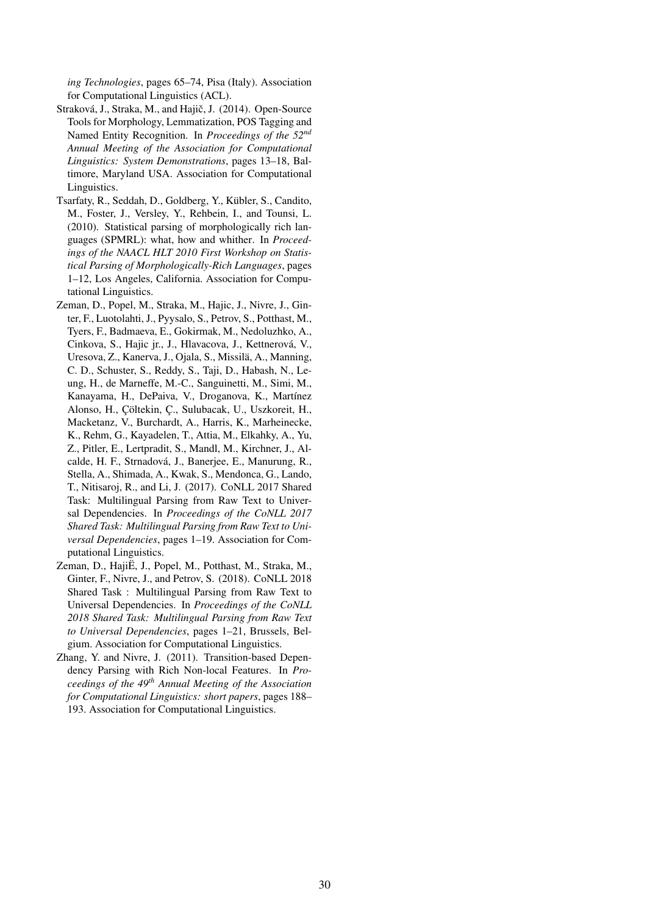*ing Technologies*, pages 65–74, Pisa (Italy). Association for Computational Linguistics (ACL).

Straková, J., Straka, M., and Hajič, J. (2014). Open-Source Tools for Morphology, Lemmatization, POS Tagging and Named Entity Recognition. In *Proceedings of the 52nd Annual Meeting of the Association for Computational Linguistics: System Demonstrations*, pages 13–18, Baltimore, Maryland USA. Association for Computational Linguistics.

Tsarfaty, R., Seddah, D., Goldberg, Y., Kübler, S., Candito, M., Foster, J., Versley, Y., Rehbein, I., and Tounsi, L. (2010). Statistical parsing of morphologically rich languages (SPMRL): what, how and whither. In *Proceedings of the NAACL HLT 2010 First Workshop on Statistical Parsing of Morphologically-Rich Languages*, pages 1–12, Los Angeles, California. Association for Computational Linguistics.

Zeman, D., Popel, M., Straka, M., Hajic, J., Nivre, J., Ginter, F., Luotolahti, J., Pyysalo, S., Petrov, S., Potthast, M., Tyers, F., Badmaeva, E., Gokirmak, M., Nedoluzhko, A., Cinkova, S., Hajic jr., J., Hlavacova, J., Kettnerová, V., Uresova, Z., Kanerva, J., Ojala, S., Missilä, A., Manning, C. D., Schuster, S., Reddy, S., Taji, D., Habash, N., Leung, H., de Marneffe, M.-C., Sanguinetti, M., Simi, M., Kanayama, H., DePaiva, V., Droganova, K., Martínez Alonso, H., Çöltekin, Ç., Sulubacak, U., Uszkoreit, H., Macketanz, V., Burchardt, A., Harris, K., Marheinecke, K., Rehm, G., Kayadelen, T., Attia, M., Elkahky, A., Yu, Z., Pitler, E., Lertpradit, S., Mandl, M., Kirchner, J., Alcalde, H. F., Strnadová, J., Banerjee, E., Manurung, R., Stella, A., Shimada, A., Kwak, S., Mendonca, G., Lando, T., Nitisaroj, R., and Li, J. (2017). CoNLL 2017 Shared Task: Multilingual Parsing from Raw Text to Universal Dependencies. In *Proceedings of the CoNLL 2017 Shared Task: Multilingual Parsing from Raw Text to Universal Dependencies*, pages 1–19. Association for Computational Linguistics.

Zeman, D., HajiË, J., Popel, M., Potthast, M., Straka, M., Ginter, F., Nivre, J., and Petrov, S. (2018). CoNLL 2018 Shared Task : Multilingual Parsing from Raw Text to Universal Dependencies. In *Proceedings of the CoNLL 2018 Shared Task: Multilingual Parsing from Raw Text to Universal Dependencies*, pages 1–21, Brussels, Belgium. Association for Computational Linguistics.

Zhang, Y. and Nivre, J. (2011). Transition-based Dependency Parsing with Rich Non-local Features. In *Proceedings of the 49th Annual Meeting of the Association for Computational Linguistics: short papers*, pages 188–193. Association for Computational Linguistics.